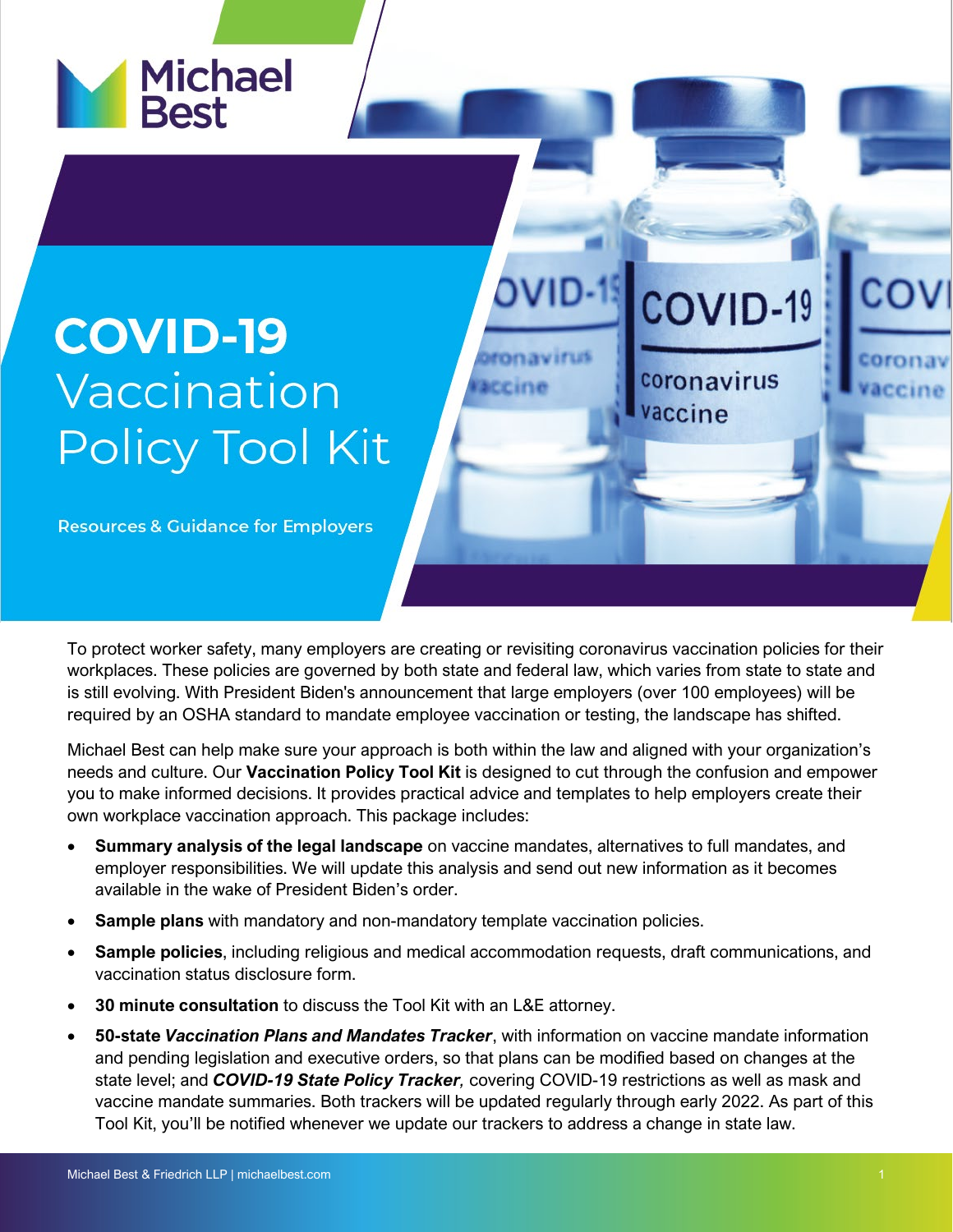Michael Best

# COVID-19 Vaccination Policy Tool Kit

Resources & Guidance for Employers

To protect worker safety, many employers are creating or revisiting coronavirus vaccination policies for their workplaces. These policies are governed by both state and federal law, which varies from state to state and is still evolving. With President Biden's announcement that large employers (over 100 employees) will be required by an OSHA standard to mandate employee vaccination or testing, the landscape has shifted.

Michael Best can help make sure your approach is both within the law and aligned with your organization's needs and culture. Our **Vaccination Policy Tool Kit** is designed to cut through the confusion and empower you to make informed decisions. It provides practical advice and templates to help employers create their own workplace vaccination approach. This package includes:

- **Summary analysis of the legal landscape** on vaccine mandates, alternatives to full mandates, and employer responsibilities. We will update this analysis and send out new information as it becomes available in the wake of President Biden's order.
- **Sample plans** with mandatory and non-mandatory template vaccination policies.
- **Sample policies**, including religious and medical accommodation requests, draft communications, and vaccination status disclosure form.
- **30 minute consultation** to discuss the Tool Kit with an L&E attorney.
- **50-state *Vaccination Plans and Mandates Tracker***, with information on vaccine mandate information and pending legislation and executive orders, so that plans can be modified based on changes at the state level; and ***COVID-19 State Policy Tracker**,* covering COVID-19 restrictions as well as mask and vaccine mandate summaries. Both trackers will be updated regularly through early 2022. As part of this Tool Kit, you'll be notified whenever we update our trackers to address a change in state law.

Michael Best & Friedrich LLP | michaelbest.com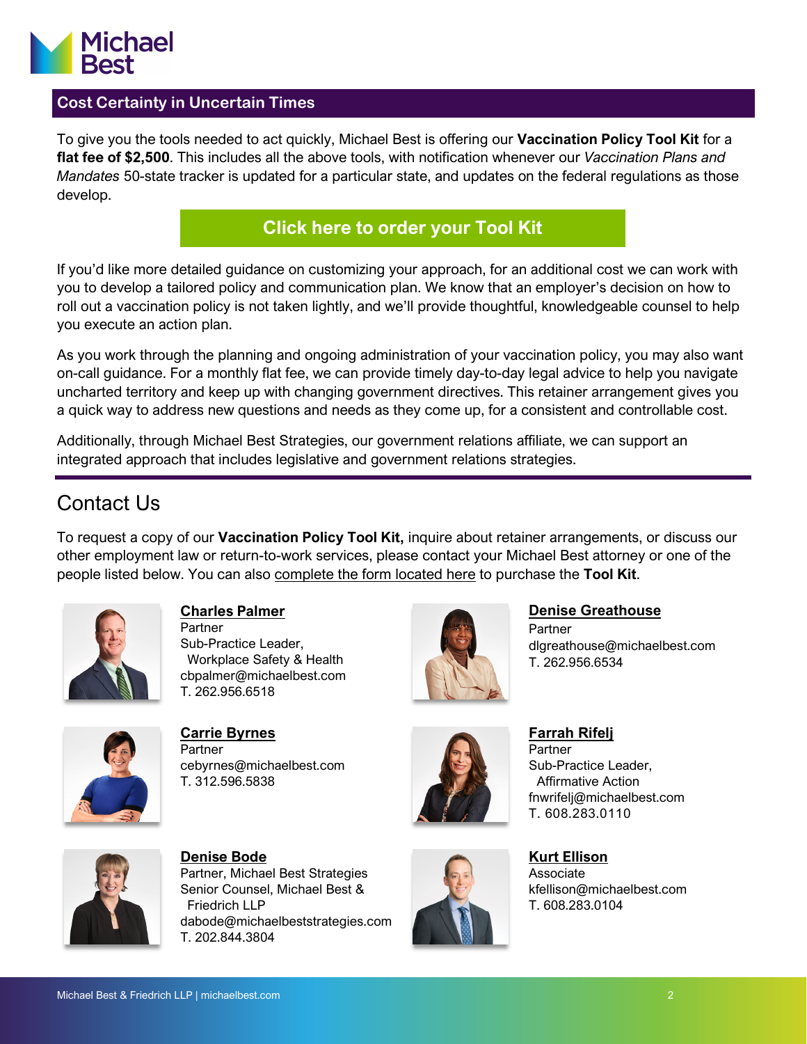## Cost Certainty in Uncertain Times

To give you the tools needed to act quickly, Michael Best is offering our **Vaccination Policy Tool Kit** for a **flat fee of $2,500**. This includes all the above tools, with notification whenever our *Vaccination Plans and Mandates* 50-state tracker is updated for a particular state, and updates on the federal regulations as those develop.

**Click here to order your Tool Kit**

If you'd like more detailed guidance on customizing your approach, for an additional cost we can work with you to develop a tailored policy and communication plan. We know that an employer's decision on how to roll out a vaccination policy is not taken lightly, and we'll provide thoughtful, knowledgeable counsel to help you execute an action plan.

As you work through the planning and ongoing administration of your vaccination policy, you may also want on-call guidance. For a monthly flat fee, we can provide timely day-to-day legal advice to help you navigate uncharted territory and keep up with changing government directives. This retainer arrangement gives you a quick way to address new questions and needs as they come up, for a consistent and controllable cost.

Additionally, through Michael Best Strategies, our government relations affiliate, we can support an integrated approach that includes legislative and government relations strategies.

## Contact Us

To request a copy of our **Vaccination Policy Tool Kit,** inquire about retainer arrangements, or discuss our other employment law or return-to-work services, please contact your Michael Best attorney or one of the people listed below. You can also complete the form located here to purchase the **Tool Kit**.

**Charles Palmer**
Partner
Sub-Practice Leader, Workplace Safety & Health
cbpalmer@michaelbest.com
T. 262.956.6518

**Denise Greathouse**
Partner
dlgreathouse@michaelbest.com
T. 262.956.6534

**Carrie Byrnes**
Partner
cebyrnes@michaelbest.com
T. 312.596.5838

**Farrah Rifelj**
Partner
Sub-Practice Leader, Affirmative Action
fnwrifelj@michaelbest.com
T. 608.283.0110

**Denise Bode**
Partner, Michael Best Strategies
Senior Counsel, Michael Best & Friedrich LLP
dabode@michaelbeststrategies.com
T. 202.844.3804

**Kurt Ellison**
Associate
kfellison@michaelbest.com
T. 608.283.0104